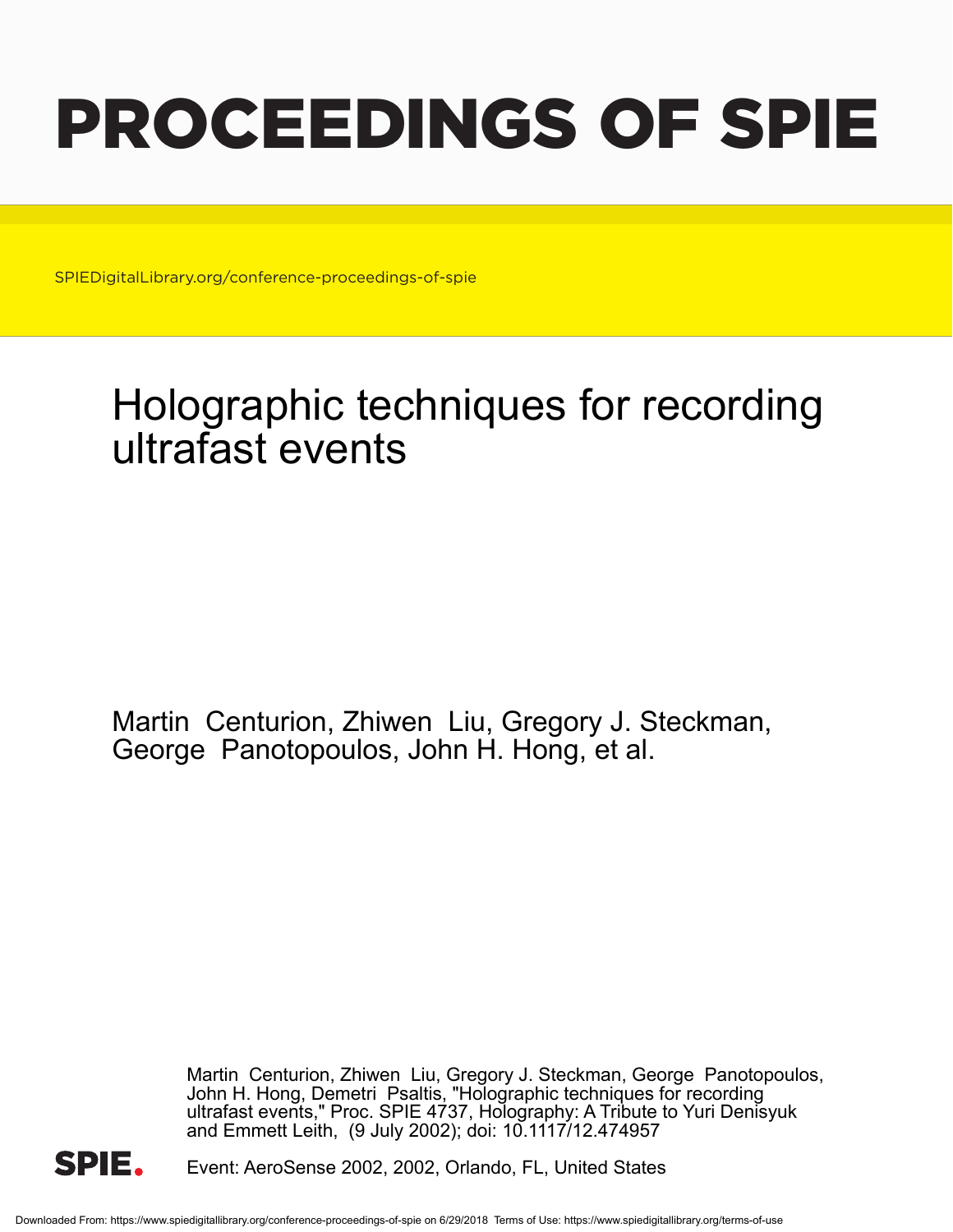# PROCEEDINGS OF SPIE

SPIEDigitalLibrary.org/conference-proceedings-of-spie

## Holographic techniques for recording ultrafast events

Martin Centurion, Zhiwen Liu, Gregory J. Steckman, George Panotopoulos, John H. Hong, et al.

Martin Centurion, Zhiwen Liu, Gregory J. Steckman, George Panotopoulos, John H. Hong, Demetri Psaltis, "Holographic techniques for recording ultrafast events," Proc. SPIE 4737, Holography: A Tribute to Yuri Denisyuk and Emmett Leith, (9 July 2002); doi: 10.1117/12.474957

Event: AeroSense 2002, 2002, Orlando, FL, United States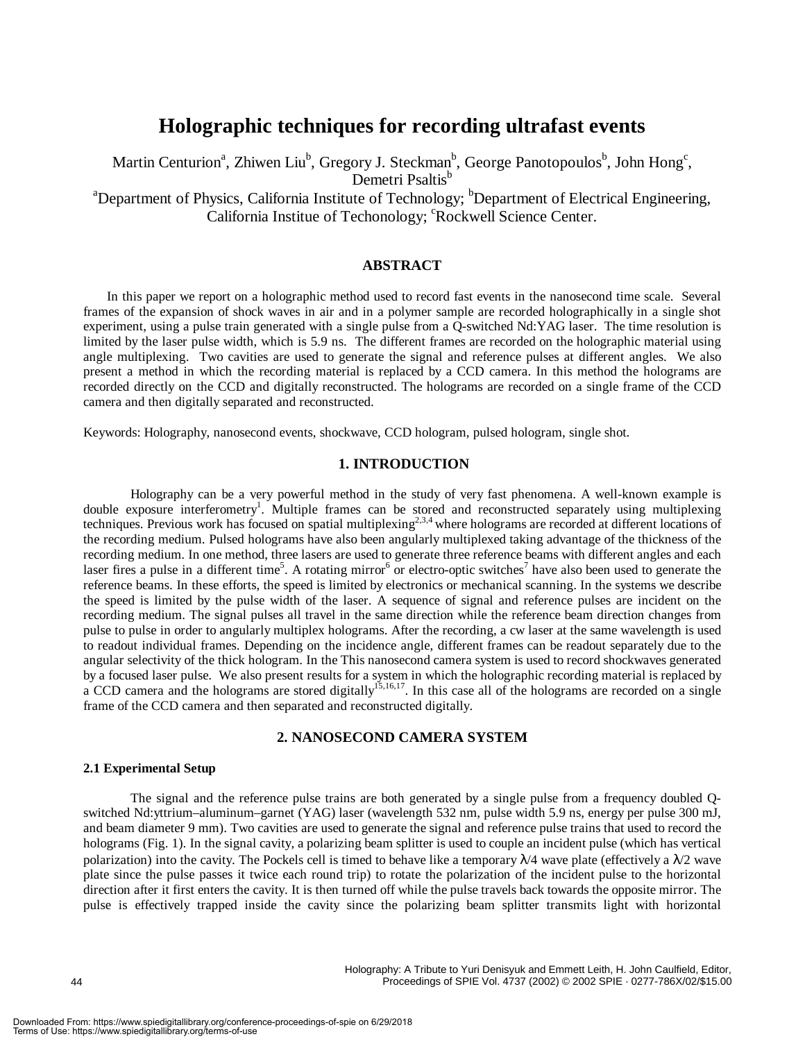# Holographic techniques for recording ultrafast events

Martin Centurion[a], Zhiwen Liu[b], Gregory J. Steckman[b], George Panotopoulos[b], John Hong[c], Demetri Psaltis[b]

[a]Department of Physics, California Institute of Technology; [b]Department of Electrical Engineering, California Institue of Techonology; [c]Rockwell Science Center.

### ABSTRACT

In this paper we report on a holographic method used to record fast events in the nanosecond time scale. Several frames of the expansion of shock waves in air and in a polymer sample are recorded holographically in a single shot experiment, using a pulse train generated with a single pulse from a Q-switched Nd:YAG laser. The time resolution is limited by the laser pulse width, which is 5.9 ns. The different frames are recorded on the holographic material using angle multiplexing. Two cavities are used to generate the signal and reference pulses at different angles. We also present a method in which the recording material is replaced by a CCD camera. In this method the holograms are recorded directly on the CCD and digitally reconstructed. The holograms are recorded on a single frame of the CCD camera and then digitally separated and reconstructed.

Keywords: Holography, nanosecond events, shockwave, CCD hologram, pulsed hologram, single shot.

## 1. INTRODUCTION

Holography can be a very powerful method in the study of very fast phenomena. A well-known example is double exposure interferometry[1]. Multiple frames can be stored and reconstructed separately using multiplexing techniques. Previous work has focused on spatial multiplexing[2,3,4] where holograms are recorded at different locations of the recording medium. Pulsed holograms have also been angularly multiplexed taking advantage of the thickness of the recording medium. In one method, three lasers are used to generate three reference beams with different angles and each laser fires a pulse in a different time[5]. A rotating mirror[6] or electro-optic switches[7] have also been used to generate the reference beams. In these efforts, the speed is limited by electronics or mechanical scanning. In the systems we describe the speed is limited by the pulse width of the laser. A sequence of signal and reference pulses are incident on the recording medium. The signal pulses all travel in the same direction while the reference beam direction changes from pulse to pulse in order to angularly multiplex holograms. After the recording, a cw laser at the same wavelength is used to readout individual frames. Depending on the incidence angle, different frames can be readout separately due to the angular selectivity of the thick hologram. In the This nanosecond camera system is used to record shockwaves generated by a focused laser pulse. We also present results for a system in which the holographic recording material is replaced by a CCD camera and the holograms are stored digitally[15,16,17]. In this case all of the holograms are recorded on a single frame of the CCD camera and then separated and reconstructed digitally.

## 2. NANOSECOND CAMERA SYSTEM

### 2.1 Experimental Setup

The signal and the reference pulse trains are both generated by a single pulse from a frequency doubled Q-switched Nd:yttrium–aluminum–garnet (YAG) laser (wavelength 532 nm, pulse width 5.9 ns, energy per pulse 300 mJ, and beam diameter 9 mm). Two cavities are used to generate the signal and reference pulse trains that used to record the holograms (Fig. 1). In the signal cavity, a polarizing beam splitter is used to couple an incident pulse (which has vertical polarization) into the cavity. The Pockels cell is timed to behave like a temporary $\lambda/4$ wave plate (effectively a $\lambda/2$ wave plate since the pulse passes it twice each round trip) to rotate the polarization of the incident pulse to the horizontal direction after it first enters the cavity. It is then turned off while the pulse travels back towards the opposite mirror. The pulse is effectively trapped inside the cavity since the polarizing beam splitter transmits light with horizontal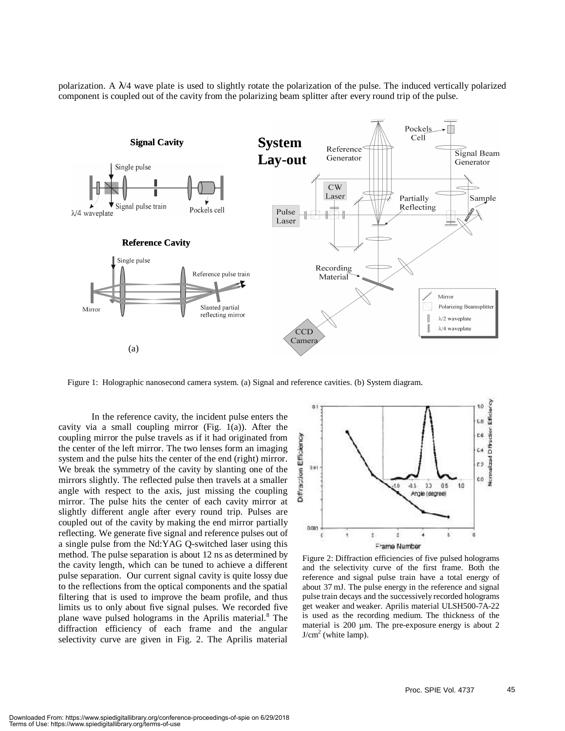polarization. A λ/4 wave plate is used to slightly rotate the polarization of the pulse. The induced vertically polarized component is coupled out of the cavity from the polarizing beam splitter after every round trip of the pulse.

Figure 1: Holographic nanosecond camera system. (a) Signal and reference cavities. (b) System diagram.

In the reference cavity, the incident pulse enters the cavity via a small coupling mirror (Fig. 1(a)). After the coupling mirror the pulse travels as if it had originated from the center of the left mirror. The two lenses form an imaging system and the pulse hits the center of the end (right) mirror. We break the symmetry of the cavity by slanting one of the mirrors slightly. The reflected pulse then travels at a smaller angle with respect to the axis, just missing the coupling mirror. The pulse hits the center of each cavity mirror at slightly different angle after every round trip. Pulses are coupled out of the cavity by making the end mirror partially reflecting. We generate five signal and reference pulses out of a single pulse from the Nd:YAG Q-switched laser using this method. The pulse separation is about 12 ns as determined by the cavity length, which can be tuned to achieve a different pulse separation. Our current signal cavity is quite lossy due to the reflections from the optical components and the spatial filtering that is used to improve the beam profile, and thus limits us to only about five signal pulses. We recorded five plane wave pulsed holograms in the Aprilis material.[8] The diffraction efficiency of each frame and the angular selectivity curve are given in Fig. 2. The Aprilis material

Figure 2: Diffraction efficiencies of five pulsed holograms and the selectivity curve of the first frame. Both the reference and signal pulse train have a total energy of about 37 mJ. The pulse energy in the reference and signal pulse train decays and the successively recorded holograms get weaker and weaker. Aprilis material ULSH500-7A-22 is used as the recording medium. The thickness of the material is 200 μm. The pre-exposure energy is about 2 $J/cm^2$ (white lamp).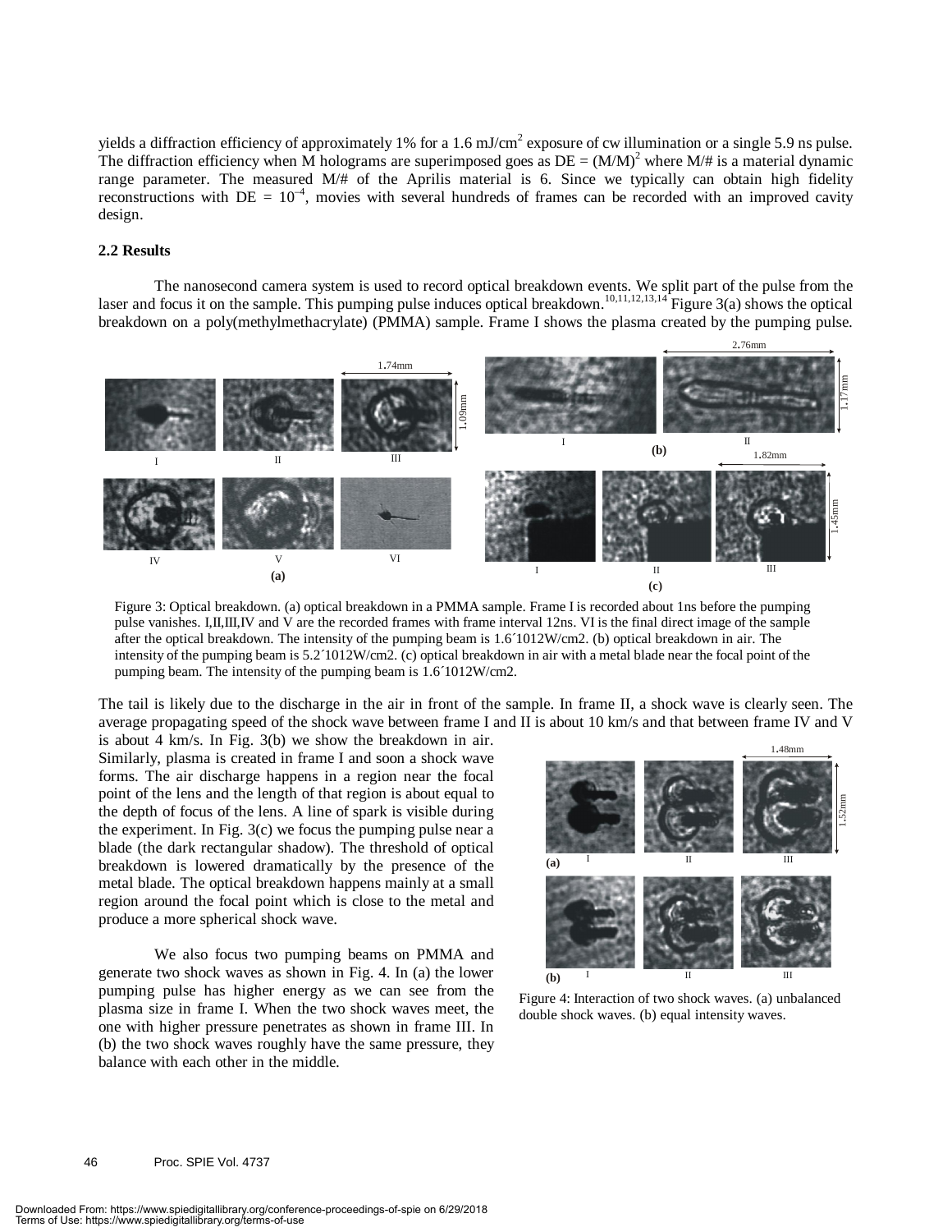yields a diffraction efficiency of approximately 1% for a 1.6 mJ/cm$^2$ exposure of cw illumination or a single 5.9 ns pulse. The diffraction efficiency when M holograms are superimposed goes as DE = $(M/M)^2$ where M/# is a material dynamic range parameter. The measured M/# of the Aprilis material is 6. Since we typically can obtain high fidelity reconstructions with DE = $10^{-4}$, movies with several hundreds of frames can be recorded with an improved cavity design.

### 2.2 Results

The nanosecond camera system is used to record optical breakdown events. We split part of the pulse from the laser and focus it on the sample. This pumping pulse induces optical breakdown.[10,11,12,13,14] Figure 3(a) shows the optical breakdown on a poly(methylmethacrylate) (PMMA) sample. Frame I shows the plasma created by the pumping pulse.

Figure 3: Optical breakdown. (a) optical breakdown in a PMMA sample. Frame I is recorded about 1ns before the pumping pulse vanishes. I,II,III,IV and V are the recorded frames with frame interval 12ns. VI is the final direct image of the sample after the optical breakdown. The intensity of the pumping beam is 1.6´1012W/cm2. (b) optical breakdown in air. The intensity of the pumping beam is 5.2´1012W/cm2. (c) optical breakdown in air with a metal blade near the focal point of the pumping beam. The intensity of the pumping beam is 1.6´1012W/cm2.

The tail is likely due to the discharge in the air in front of the sample. In frame II, a shock wave is clearly seen. The average propagating speed of the shock wave between frame I and II is about 10 km/s and that between frame IV and V is about 4 km/s. In Fig. 3(b) we show the breakdown in air. Similarly, plasma is created in frame I and soon a shock wave forms. The air discharge happens in a region near the focal point of the lens and the length of that region is about equal to the depth of focus of the lens. A line of spark is visible during the experiment. In Fig. 3(c) we focus the pumping pulse near a blade (the dark rectangular shadow). The threshold of optical breakdown is lowered dramatically by the presence of the metal blade. The optical breakdown happens mainly at a small region around the focal point which is close to the metal and produce a more spherical shock wave.

We also focus two pumping beams on PMMA and generate two shock waves as shown in Fig. 4. In (a) the lower pumping pulse has higher energy as we can see from the plasma size in frame I. When the two shock waves meet, the one with higher pressure penetrates as shown in frame III. In (b) the two shock waves roughly have the same pressure, they balance with each other in the middle.

Figure 4: Interaction of two shock waves. (a) unbalanced double shock waves. (b) equal intensity waves.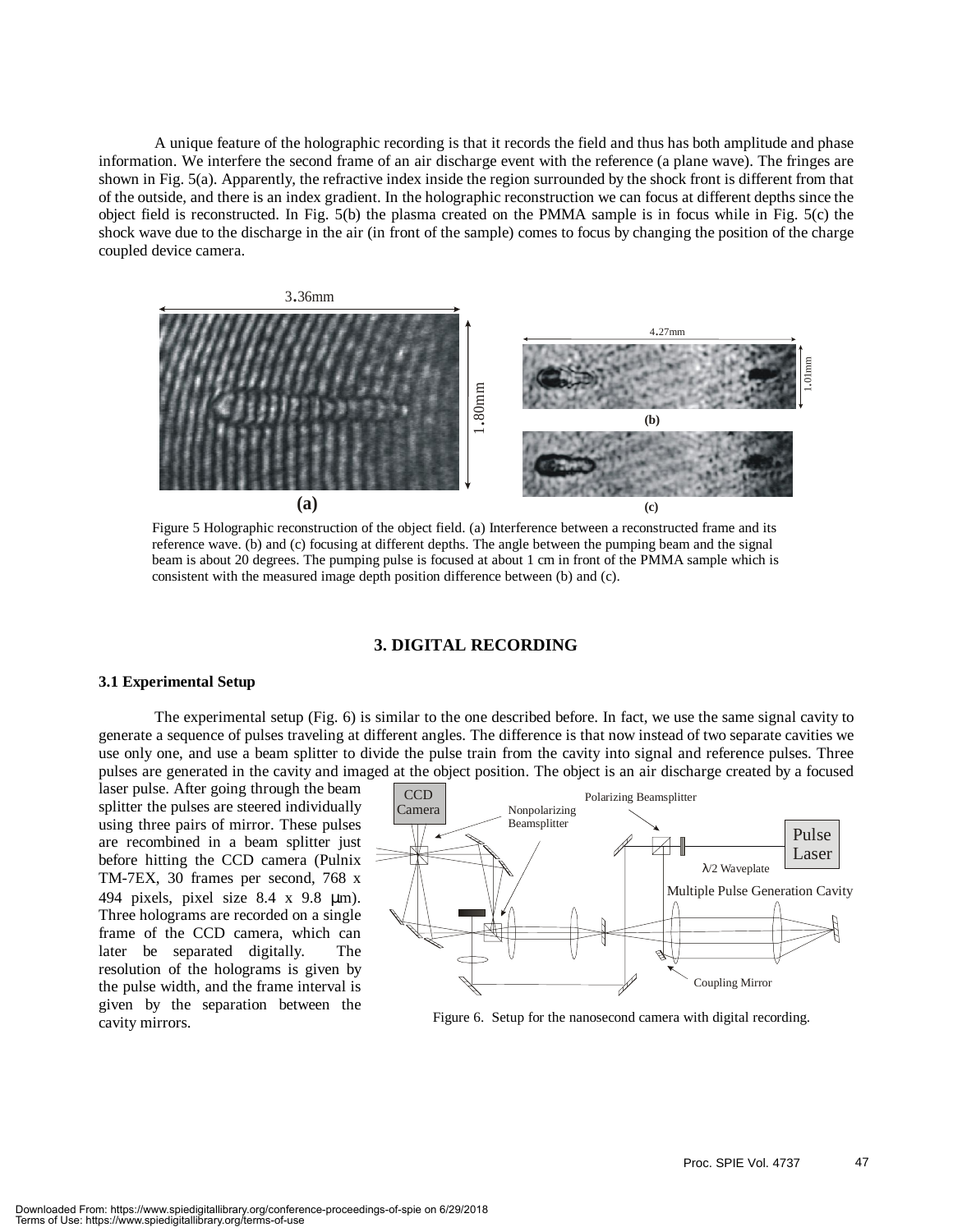A unique feature of the holographic recording is that it records the field and thus has both amplitude and phase information. We interfere the second frame of an air discharge event with the reference (a plane wave). The fringes are shown in Fig. 5(a). Apparently, the refractive index inside the region surrounded by the shock front is different from that of the outside, and there is an index gradient. In the holographic reconstruction we can focus at different depths since the object field is reconstructed. In Fig. 5(b) the plasma created on the PMMA sample is in focus while in Fig. 5(c) the shock wave due to the discharge in the air (in front of the sample) comes to focus by changing the position of the charge coupled device camera.

Figure 5 Holographic reconstruction of the object field. (a) Interference between a reconstructed frame and its reference wave. (b) and (c) focusing at different depths. The angle between the pumping beam and the signal beam is about 20 degrees. The pumping pulse is focused at about 1 cm in front of the PMMA sample which is consistent with the measured image depth position difference between (b) and (c).

## 3. DIGITAL RECORDING

### 3.1 Experimental Setup

The experimental setup (Fig. 6) is similar to the one described before. In fact, we use the same signal cavity to generate a sequence of pulses traveling at different angles. The difference is that now instead of two separate cavities we use only one, and use a beam splitter to divide the pulse train from the cavity into signal and reference pulses. Three pulses are generated in the cavity and imaged at the object position. The object is an air discharge created by a focused laser pulse. After going through the beam splitter the pulses are steered individually using three pairs of mirror. These pulses are recombined in a beam splitter just before hitting the CCD camera (Pulnix TM-7EX, 30 frames per second, 768 x 494 pixels, pixel size 8.4 x 9.8 μm). Three holograms are recorded on a single frame of the CCD camera, which can later be separated digitally. The resolution of the holograms is given by the pulse width, and the frame interval is given by the separation between the cavity mirrors.

Figure 6. Setup for the nanosecond camera with digital recording.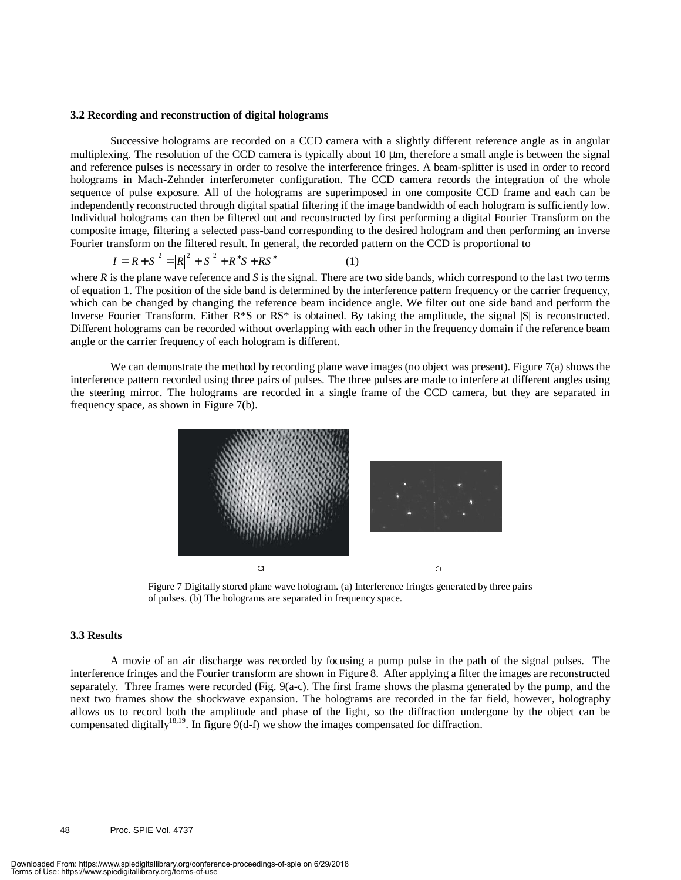### 3.2 Recording and reconstruction of digital holograms

Successive holograms are recorded on a CCD camera with a slightly different reference angle as in angular multiplexing. The resolution of the CCD camera is typically about 10 μm, therefore a small angle is between the signal and reference pulses is necessary in order to resolve the interference fringes. A beam-splitter is used in order to record holograms in Mach-Zehnder interferometer configuration. The CCD camera records the integration of the whole sequence of pulse exposure. All of the holograms are superimposed in one composite CCD frame and each can be independently reconstructed through digital spatial filtering if the image bandwidth of each hologram is sufficiently low. Individual holograms can then be filtered out and reconstructed by first performing a digital Fourier Transform on the composite image, filtering a selected pass-band corresponding to the desired hologram and then performing an inverse Fourier transform on the filtered result. In general, the recorded pattern on the CCD is proportional to

$$I = |R + S|^2 = |R|^2 + |S|^2 + R^*S + RS^* \qquad (1)$$

where *R* is the plane wave reference and *S* is the signal. There are two side bands, which correspond to the last two terms of equation 1. The position of the side band is determined by the interference pattern frequency or the carrier frequency, which can be changed by changing the reference beam incidence angle. We filter out one side band and perform the Inverse Fourier Transform. Either $R^*S$ or $RS^*$ is obtained. By taking the amplitude, the signal $|S|$ is reconstructed. Different holograms can be recorded without overlapping with each other in the frequency domain if the reference beam angle or the carrier frequency of each hologram is different.

We can demonstrate the method by recording plane wave images (no object was present). Figure 7(a) shows the interference pattern recorded using three pairs of pulses. The three pulses are made to interfere at different angles using the steering mirror. The holograms are recorded in a single frame of the CCD camera, but they are separated in frequency space, as shown in Figure 7(b).

Figure 7 Digitally stored plane wave hologram. (a) Interference fringes generated by three pairs of pulses. (b) The holograms are separated in frequency space.

### 3.3 Results

A movie of an air discharge was recorded by focusing a pump pulse in the path of the signal pulses. The interference fringes and the Fourier transform are shown in Figure 8. After applying a filter the images are reconstructed separately. Three frames were recorded (Fig. 9(a-c). The first frame shows the plasma generated by the pump, and the next two frames show the shockwave expansion. The holograms are recorded in the far field, however, holography allows us to record both the amplitude and phase of the light, so the diffraction undergone by the object can be compensated digitally[18,19]. In figure 9(d-f) we show the images compensated for diffraction.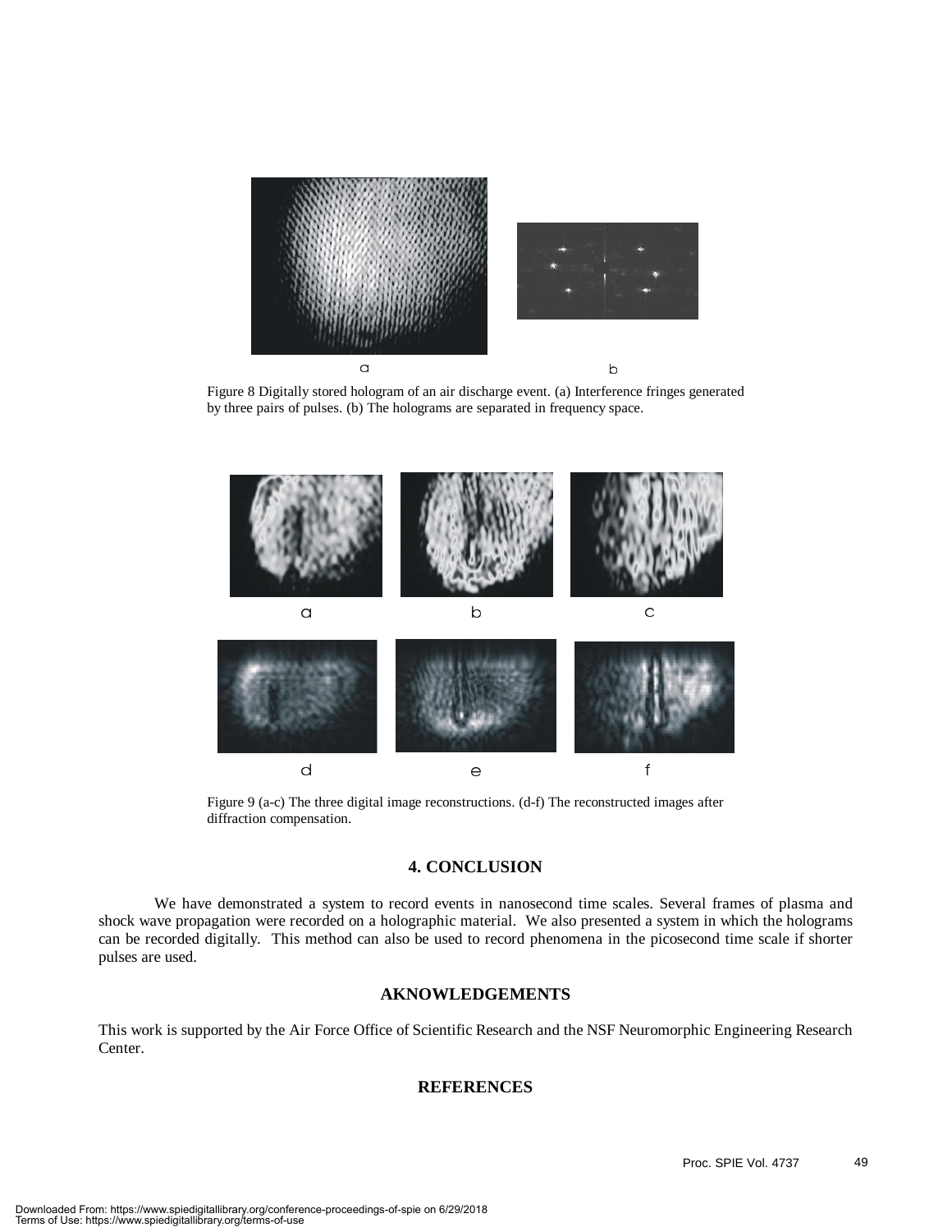Figure 8 Digitally stored hologram of an air discharge event. (a) Interference fringes generated by three pairs of pulses. (b) The holograms are separated in frequency space.

Figure 9 (a-c) The three digital image reconstructions. (d-f) The reconstructed images after diffraction compensation.

## 4. CONCLUSION

We have demonstrated a system to record events in nanosecond time scales. Several frames of plasma and shock wave propagation were recorded on a holographic material. We also presented a system in which the holograms can be recorded digitally. This method can also be used to record phenomena in the picosecond time scale if shorter pulses are used.

## AKNOWLEDGEMENTS

This work is supported by the Air Force Office of Scientific Research and the NSF Neuromorphic Engineering Research Center.

## REFERENCES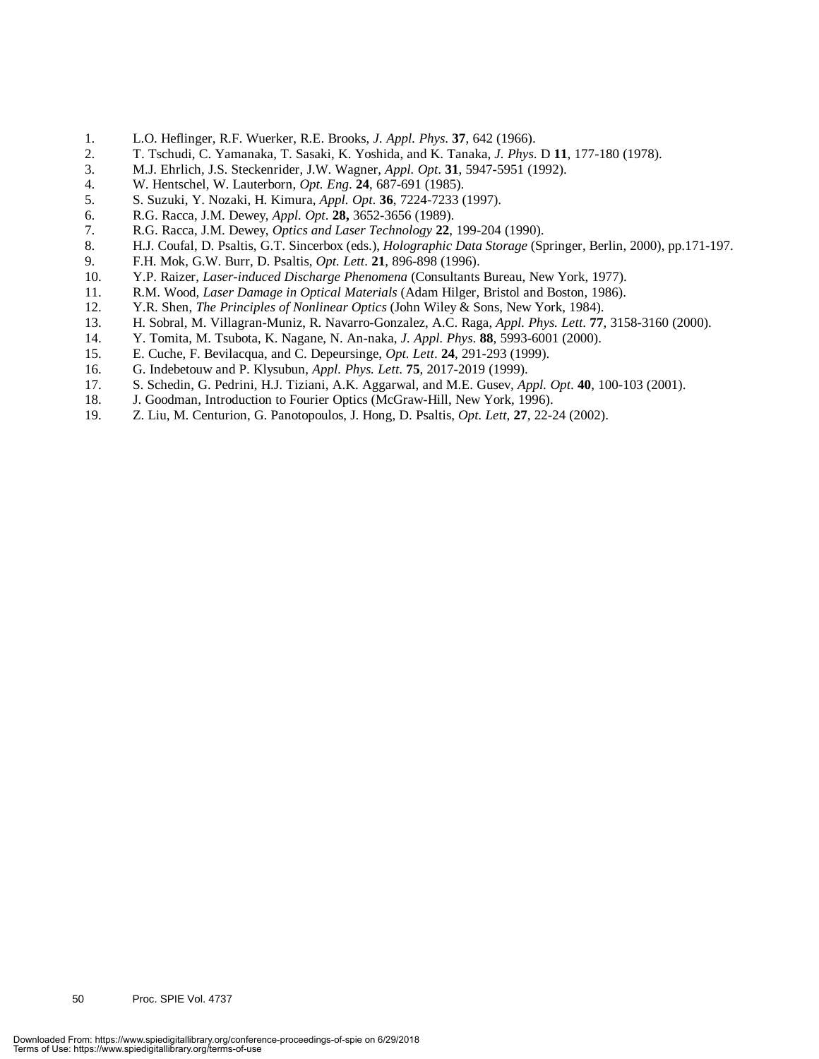1. L.O. Heflinger, R.F. Wuerker, R.E. Brooks, *J. Appl. Phys.* **37**, 642 (1966).
2. T. Tschudi, C. Yamanaka, T. Sasaki, K. Yoshida, and K. Tanaka, *J. Phys.* D **11**, 177-180 (1978).
3. M.J. Ehrlich, J.S. Steckenrider, J.W. Wagner, *Appl. Opt.* **31**, 5947-5951 (1992).
4. W. Hentschel, W. Lauterborn, *Opt. Eng.* **24**, 687-691 (1985).
5. S. Suzuki, Y. Nozaki, H. Kimura, *Appl. Opt.* **36**, 7224-7233 (1997).
6. R.G. Racca, J.M. Dewey, *Appl. Opt*. **28,** 3652-3656 (1989).
7. R.G. Racca, J.M. Dewey, *Optics and Laser Technology* **22**, 199-204 (1990).
8. H.J. Coufal, D. Psaltis, G.T. Sincerbox (eds.), *Holographic Data Storage* (Springer, Berlin, 2000), pp.171-197.
9. F.H. Mok, G.W. Burr, D. Psaltis, *Opt. Lett*. **21**, 896-898 (1996).
10. Y.P. Raizer, *Laser-induced Discharge Phenomena* (Consultants Bureau, New York, 1977).
11. R.M. Wood, *Laser Damage in Optical Materials* (Adam Hilger, Bristol and Boston, 1986).
12. Y.R. Shen, *The Principles of Nonlinear Optics* (John Wiley & Sons, New York, 1984).
13. H. Sobral, M. Villagran-Muniz, R. Navarro-Gonzalez, A.C. Raga, *Appl. Phys. Lett*. **77**, 3158-3160 (2000).
14. Y. Tomita, M. Tsubota, K. Nagane, N. An-naka, *J. Appl. Phys.* **88**, 5993-6001 (2000).
15. E. Cuche, F. Bevilacqua, and C. Depeursinge, *Opt. Lett*. **24**, 291-293 (1999).
16. G. Indebetouw and P. Klysubun, *Appl. Phys. Lett*. **75**, 2017-2019 (1999).
17. S. Schedin, G. Pedrini, H.J. Tiziani, A.K. Aggarwal, and M.E. Gusev, *Appl. Opt*. **40**, 100-103 (2001).
18. J. Goodman, Introduction to Fourier Optics (McGraw-Hill, New York, 1996).
19. Z. Liu, M. Centurion, G. Panotopoulos, J. Hong, D. Psaltis, *Opt. Lett*, **27**, 22-24 (2002).